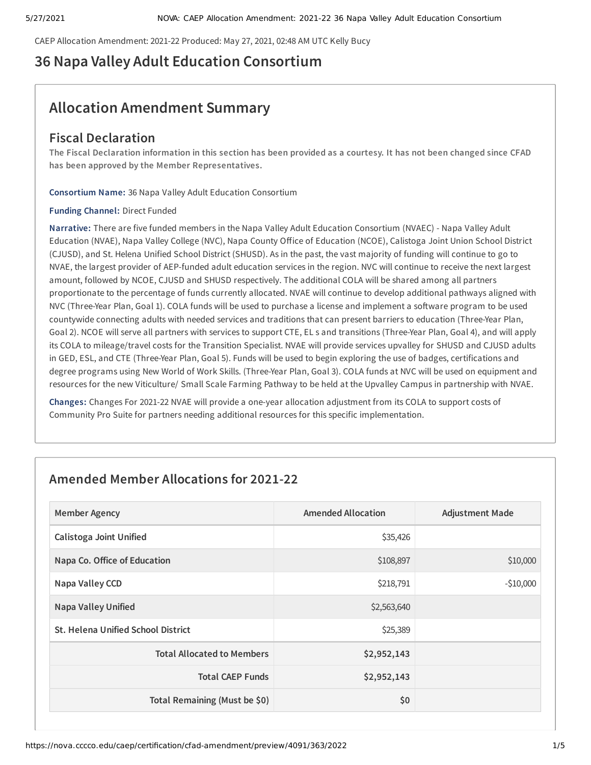CAEP Allocation Amendment: 2021-22 Produced: May 27, 2021, 02:48 AM UTC Kelly Bucy

# 36 Napa Valley Adult Education Consortium

## Allocation Amendment Summary

### Fiscal Declaration

**The Fiscal Declaration information in this section has been provided as a courtesy. It has not been changed since CFAD has been approved by the Member Representatives.**

**Consortium Name:** 36 Napa Valley Adult Education Consortium

**Funding Channel:** Direct Funded

**Narrative:** There are five funded members in the Napa Valley Adult Education Consortium (NVAEC) - Napa Valley Adult Education (NVAE), Napa Valley College (NVC), Napa County Office of Education (NCOE), Calistoga Joint Union School District (CJUSD), and St. Helena Unified School District (SHUSD). As in the past, the vast majority of funding will continue to go to NVAE, the largest provider of AEP-funded adult education services in the region. NVC will continue to receive the next largest amount, followed by NCOE, CJUSD and SHUSD respectively. The additional COLA will be shared among all partners proportionate to the percentage of funds currently allocated. NVAE will continue to develop additional pathways aligned with NVC (Three-Year Plan, Goal 1). COLA funds will be used to purchase a license and implement a software program to be used countywide connecting adults with needed services and traditions that can present barriers to education (Three-Year Plan, Goal 2). NCOE will serve all partners with services to support CTE, EL s and transitions (Three-Year Plan, Goal 4), and will apply its COLA to mileage/travel costs for the Transition Specialist. NVAE will provide services upvalley for SHUSD and CJUSD adults in GED, ESL, and CTE (Three-Year Plan, Goal 5). Funds will be used to begin exploring the use of badges, certifications and degree programs using New World of Work Skills. (Three-Year Plan, Goal 3). COLA funds at NVC will be used on equipment and resources for the new Viticulture/ Small Scale Farming Pathway to be held at the Upvalley Campus in partnership with NVAE.

**Changes:** Changes For 2021-22 NVAE will provide a one-year allocation adjustment from its COLA to support costs of Community Pro Suite for partners needing additional resources for this specific implementation.

## Amended Member Allocations for 2021-22

| Member Agency | Amended Allocation | Adjustment Made |
|---|---|---|
| **Calistoga Joint Unified** | $35,426 | |
| **Napa Co. Office of Education** | $108,897 | $10,000 |
| **Napa Valley CCD** | $218,791 | -$10,000 |
| **Napa Valley Unified** | $2,563,640 | |
| **St. Helena Unified School District** | $25,389 | |
| **Total Allocated to Members** | **$2,952,143** | |
| **Total CAEP Funds** | **$2,952,143** | |
| **Total Remaining (Must be $0)** | **$0** | |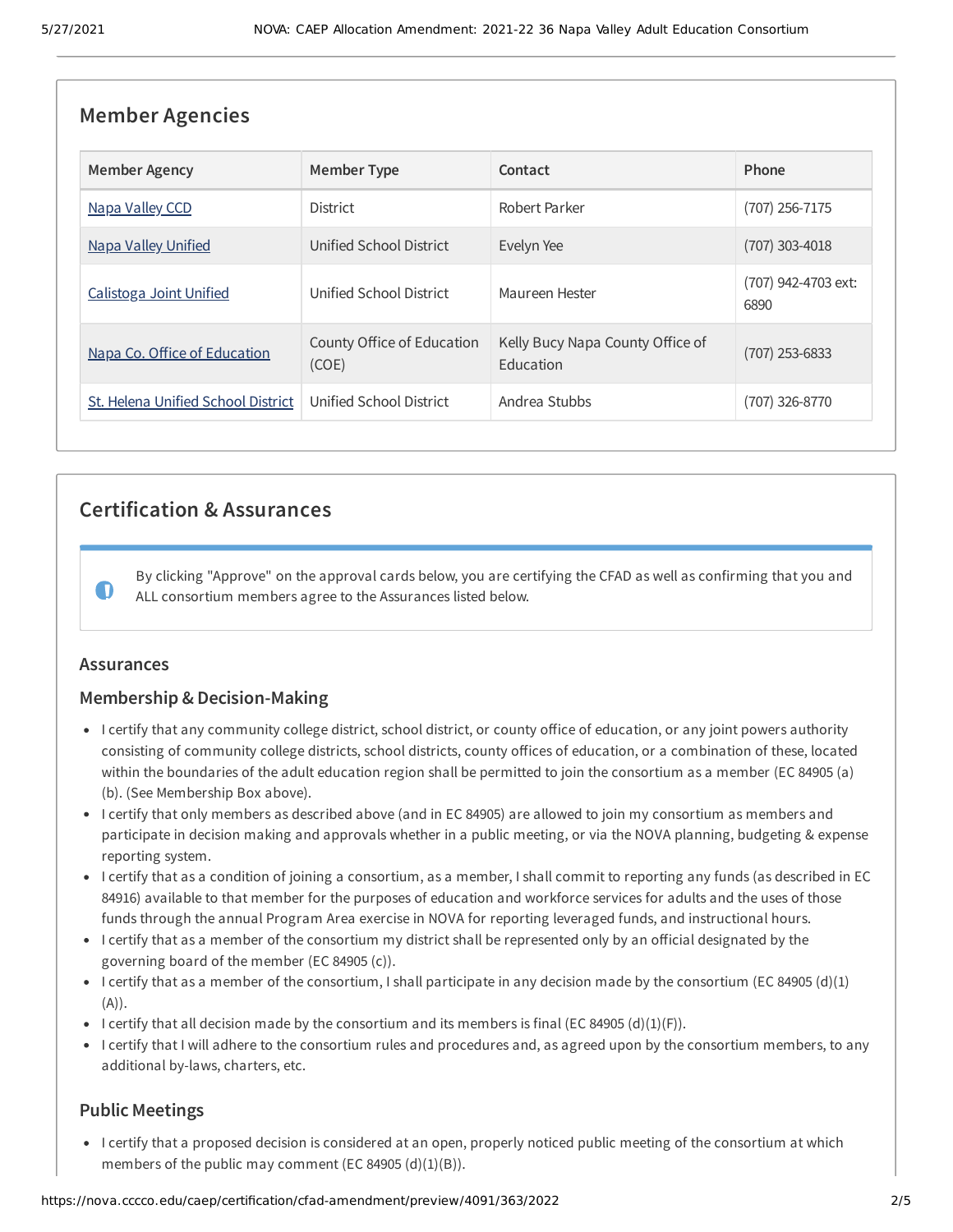## Member Agencies

| Member Agency | Member Type | Contact | Phone |
| --- | --- | --- | --- |
| Napa Valley CCD | District | Robert Parker | (707) 256-7175 |
| Napa Valley Unified | Unified School District | Evelyn Yee | (707) 303-4018 |
| Calistoga Joint Unified | Unified School District | Maureen Hester | (707) 942-4703 ext: 6890 |
| Napa Co. Office of Education | County Office of Education (COE) | Kelly Bucy Napa County Office of Education | (707) 253-6833 |
| St. Helena Unified School District | Unified School District | Andrea Stubbs | (707) 326-8770 |

## Certification & Assurances

By clicking "Approve" on the approval cards below, you are certifying the CFAD as well as confirming that you and ALL consortium members agree to the Assurances listed below.

### Assurances

### Membership & Decision-Making

- I certify that any community college district, school district, or county office of education, or any joint powers authority consisting of community college districts, school districts, county offices of education, or a combination of these, located within the boundaries of the adult education region shall be permitted to join the consortium as a member (EC 84905 (a) (b). (See Membership Box above).
- I certify that only members as described above (and in EC 84905) are allowed to join my consortium as members and participate in decision making and approvals whether in a public meeting, or via the NOVA planning, budgeting & expense reporting system.
- I certify that as a condition of joining a consortium, as a member, I shall commit to reporting any funds (as described in EC 84916) available to that member for the purposes of education and workforce services for adults and the uses of those funds through the annual Program Area exercise in NOVA for reporting leveraged funds, and instructional hours.
- I certify that as a member of the consortium my district shall be represented only by an official designated by the governing board of the member (EC 84905 (c)).
- I certify that as a member of the consortium, I shall participate in any decision made by the consortium (EC 84905 (d)(1)(A)).
- I certify that all decision made by the consortium and its members is final (EC 84905 (d)(1)(F)).
- I certify that I will adhere to the consortium rules and procedures and, as agreed upon by the consortium members, to any additional by-laws, charters, etc.

### Public Meetings

- I certify that a proposed decision is considered at an open, properly noticed public meeting of the consortium at which members of the public may comment (EC 84905 (d)(1)(B)).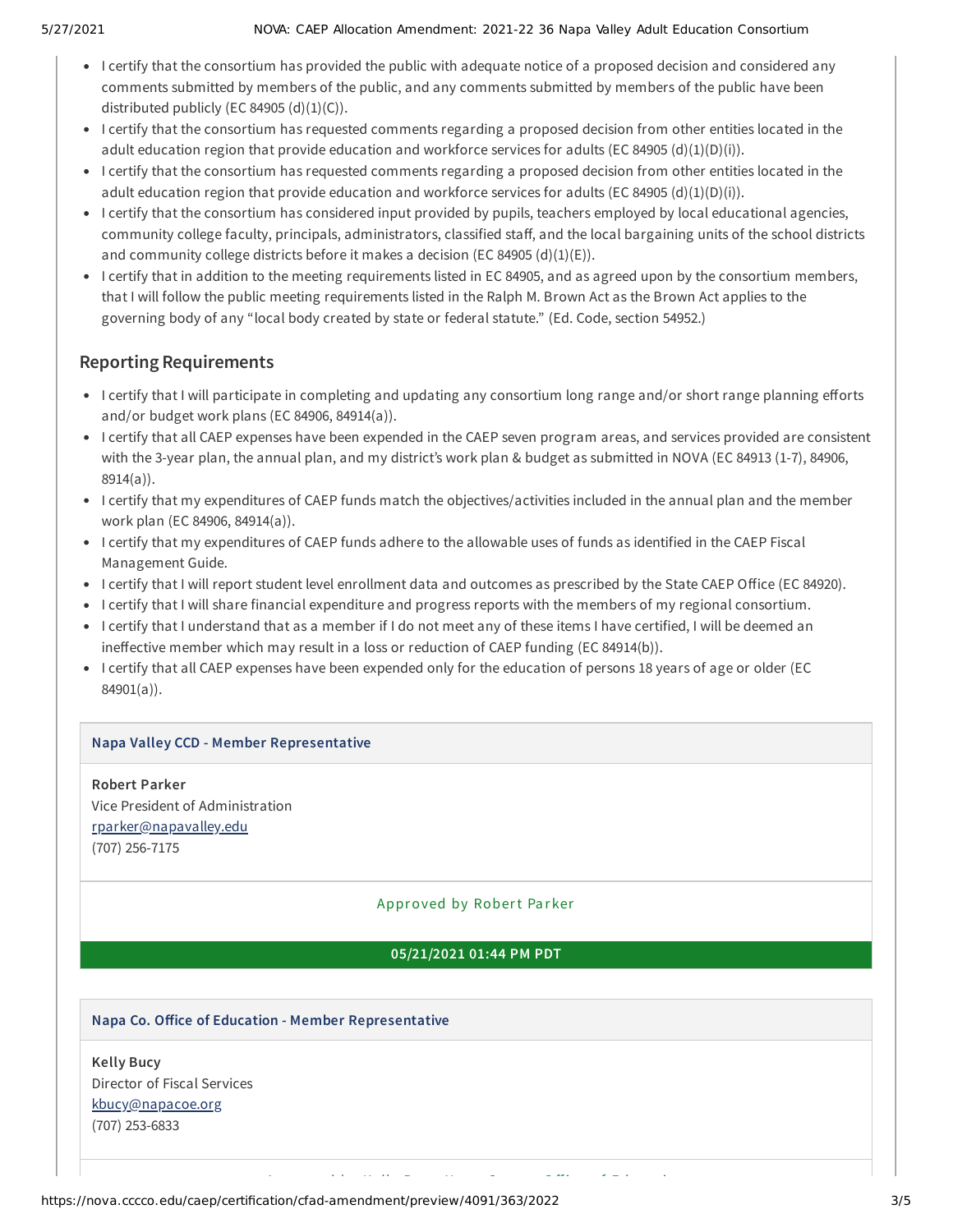- I certify that the consortium has provided the public with adequate notice of a proposed decision and considered any comments submitted by members of the public, and any comments submitted by members of the public have been distributed publicly (EC 84905 (d)(1)(C)).
- I certify that the consortium has requested comments regarding a proposed decision from other entities located in the adult education region that provide education and workforce services for adults (EC 84905 (d)(1)(D)(i)).
- I certify that the consortium has requested comments regarding a proposed decision from other entities located in the adult education region that provide education and workforce services for adults (EC 84905 (d)(1)(D)(i)).
- I certify that the consortium has considered input provided by pupils, teachers employed by local educational agencies, community college faculty, principals, administrators, classified staff, and the local bargaining units of the school districts and community college districts before it makes a decision (EC 84905 (d)(1)(E)).
- I certify that in addition to the meeting requirements listed in EC 84905, and as agreed upon by the consortium members, that I will follow the public meeting requirements listed in the Ralph M. Brown Act as the Brown Act applies to the governing body of any "local body created by state or federal statute." (Ed. Code, section 54952.)

## Reporting Requirements

- I certify that I will participate in completing and updating any consortium long range and/or short range planning efforts and/or budget work plans (EC 84906, 84914(a)).
- I certify that all CAEP expenses have been expended in the CAEP seven program areas, and services provided are consistent with the 3-year plan, the annual plan, and my district's work plan & budget as submitted in NOVA (EC 84913 (1-7), 84906, 8914(a)).
- I certify that my expenditures of CAEP funds match the objectives/activities included in the annual plan and the member work plan (EC 84906, 84914(a)).
- I certify that my expenditures of CAEP funds adhere to the allowable uses of funds as identified in the CAEP Fiscal Management Guide.
- I certify that I will report student level enrollment data and outcomes as prescribed by the State CAEP Office (EC 84920).
- I certify that I will share financial expenditure and progress reports with the members of my regional consortium.
- I certify that I understand that as a member if I do not meet any of these items I have certified, I will be deemed an ineffective member which may result in a loss or reduction of CAEP funding (EC 84914(b)).
- I certify that all CAEP expenses have been expended only for the education of persons 18 years of age or older (EC 84901(a)).

**Napa Valley CCD - Member Representative**

**Robert Parker**
Vice President of Administration
rparker@napavalley.edu
(707) 256-7175

Approved by Robert Parker

**05/21/2021 01:44 PM PDT**

**Napa Co. Office of Education - Member Representative**

**Kelly Bucy**
Director of Fiscal Services
kbucy@napacoe.org
(707) 253-6833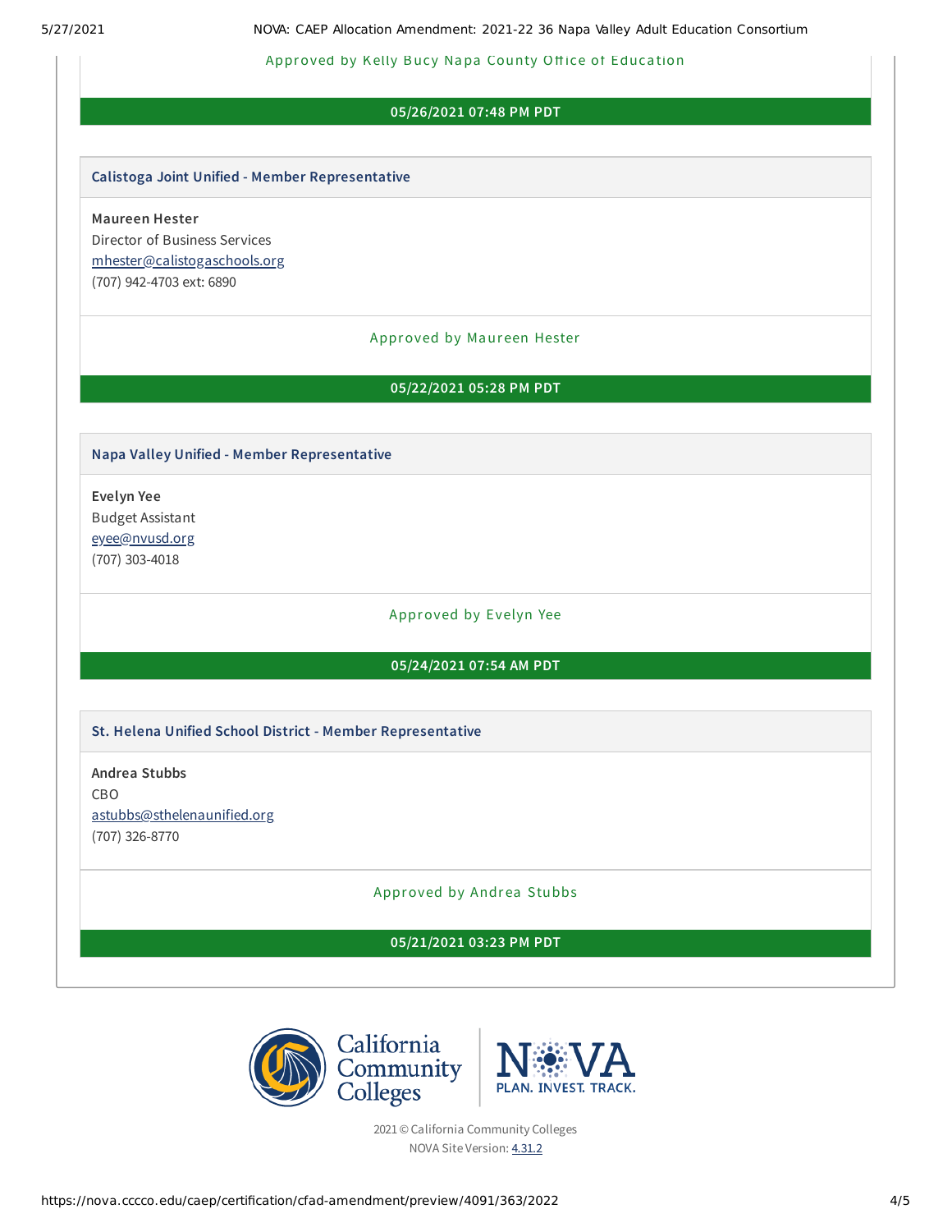Approved by Kelly Bucy Napa County Office of Education

**05/26/2021 07:48 PM PDT**

### Calistoga Joint Unified - Member Representative

**Maureen Hester**
Director of Business Services
mhester@calistogaschools.org
(707) 942-4703 ext: 6890

Approved by Maureen Hester

**05/22/2021 05:28 PM PDT**

### Napa Valley Unified - Member Representative

**Evelyn Yee**
Budget Assistant
eyee@nvusd.org
(707) 303-4018

Approved by Evelyn Yee

**05/24/2021 07:54 AM PDT**

### St. Helena Unified School District - Member Representative

**Andrea Stubbs**
CBO
astubbs@sthelenaunified.org
(707) 326-8770

Approved by Andrea Stubbs

**05/21/2021 03:23 PM PDT**

California Community Colleges

NOVA PLAN. INVEST. TRACK.

2021 © California Community Colleges
NOVA Site Version: 4.31.2